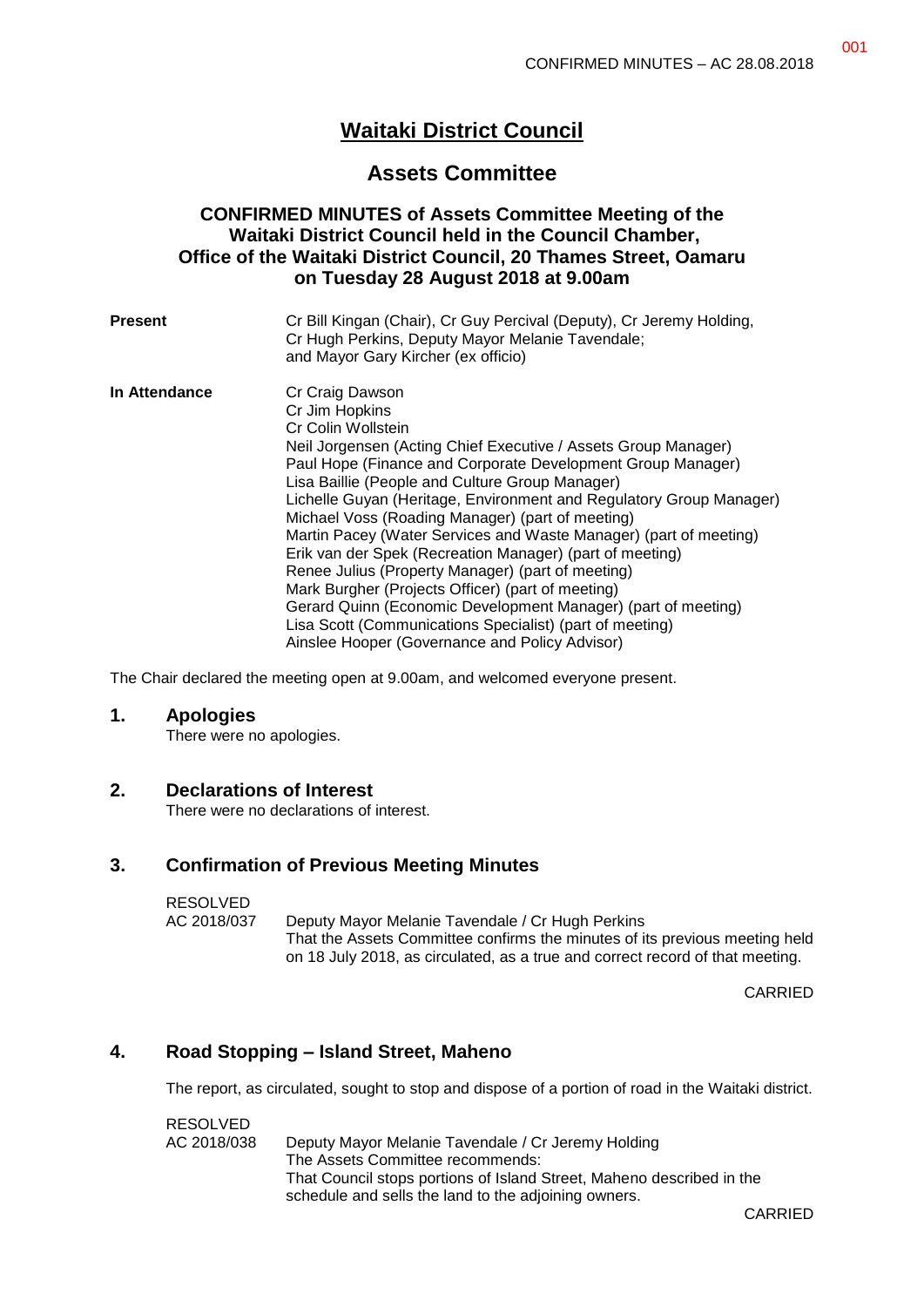# Waitaki District Council

## Assets Committee

### CONFIRMED MINUTES of Assets Committee Meeting of the Waitaki District Council held in the Council Chamber, Office of the Waitaki District Council, 20 Thames Street, Oamaru on Tuesday 28 August 2018 at 9.00am

**Present**
Cr Bill Kingan (Chair), Cr Guy Percival (Deputy), Cr Jeremy Holding, Cr Hugh Perkins, Deputy Mayor Melanie Tavendale; and Mayor Gary Kircher (ex officio)

**In Attendance**
Cr Craig Dawson
Cr Jim Hopkins
Cr Colin Wollstein
Neil Jorgensen (Acting Chief Executive / Assets Group Manager)
Paul Hope (Finance and Corporate Development Group Manager)
Lisa Baillie (People and Culture Group Manager)
Lichelle Guyan (Heritage, Environment and Regulatory Group Manager)
Michael Voss (Roading Manager) (part of meeting)
Martin Pacey (Water Services and Waste Manager) (part of meeting)
Erik van der Spek (Recreation Manager) (part of meeting)
Renee Julius (Property Manager) (part of meeting)
Mark Burgher (Projects Officer) (part of meeting)
Gerard Quinn (Economic Development Manager) (part of meeting)
Lisa Scott (Communications Specialist) (part of meeting)
Ainslee Hooper (Governance and Policy Advisor)

The Chair declared the meeting open at 9.00am, and welcomed everyone present.

## 1. Apologies

There were no apologies.

## 2. Declarations of Interest

There were no declarations of interest.

## 3. Confirmation of Previous Meeting Minutes

RESOLVED
AC 2018/037 Deputy Mayor Melanie Tavendale / Cr Hugh Perkins
That the Assets Committee confirms the minutes of its previous meeting held on 18 July 2018, as circulated, as a true and correct record of that meeting.

CARRIED

## 4. Road Stopping – Island Street, Maheno

The report, as circulated, sought to stop and dispose of a portion of road in the Waitaki district.

RESOLVED
AC 2018/038 Deputy Mayor Melanie Tavendale / Cr Jeremy Holding
The Assets Committee recommends:
That Council stops portions of Island Street, Maheno described in the schedule and sells the land to the adjoining owners.

CARRIED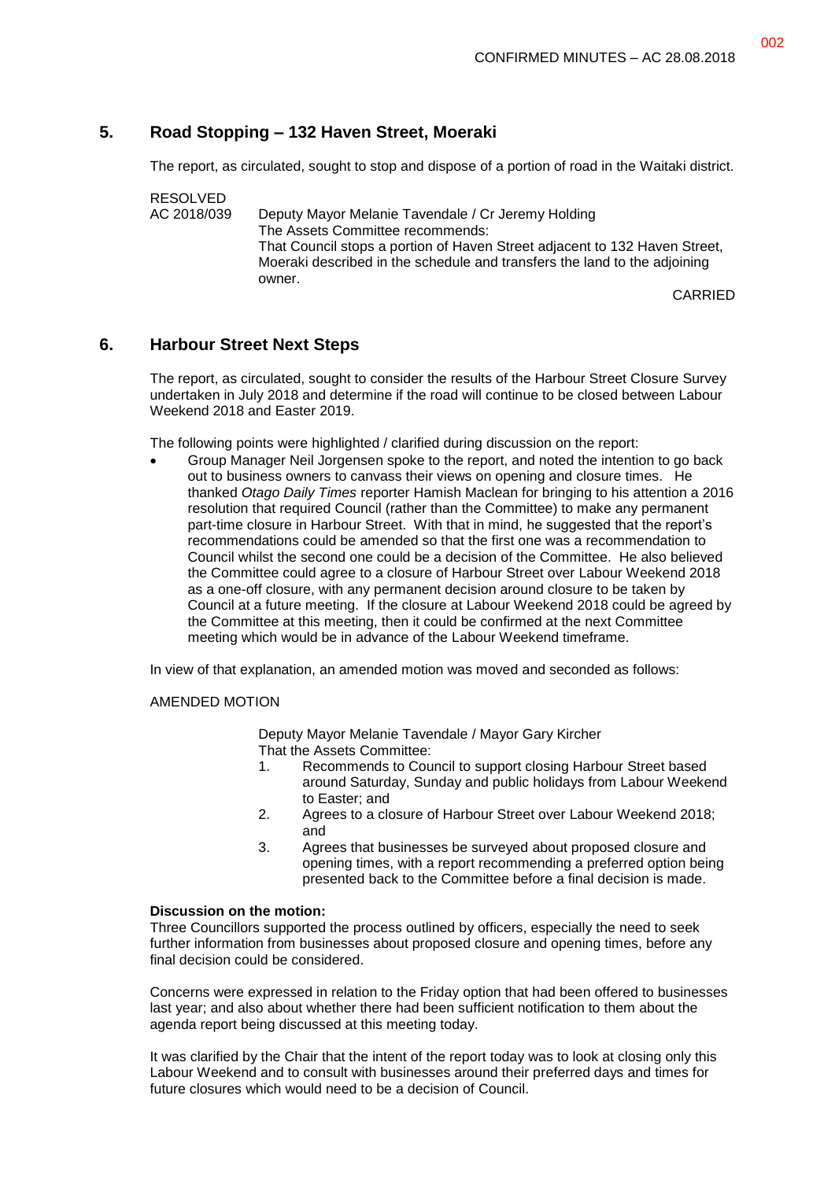## 5. Road Stopping – 132 Haven Street, Moeraki

The report, as circulated, sought to stop and dispose of a portion of road in the Waitaki district.

RESOLVED
AC 2018/039 Deputy Mayor Melanie Tavendale / Cr Jeremy Holding
The Assets Committee recommends:
That Council stops a portion of Haven Street adjacent to 132 Haven Street, Moeraki described in the schedule and transfers the land to the adjoining owner.

CARRIED

## 6. Harbour Street Next Steps

The report, as circulated, sought to consider the results of the Harbour Street Closure Survey undertaken in July 2018 and determine if the road will continue to be closed between Labour Weekend 2018 and Easter 2019.

The following points were highlighted / clarified during discussion on the report:

- Group Manager Neil Jorgensen spoke to the report, and noted the intention to go back out to business owners to canvass their views on opening and closure times. He thanked *Otago Daily Times* reporter Hamish Maclean for bringing to his attention a 2016 resolution that required Council (rather than the Committee) to make any permanent part-time closure in Harbour Street. With that in mind, he suggested that the report's recommendations could be amended so that the first one was a recommendation to Council whilst the second one could be a decision of the Committee. He also believed the Committee could agree to a closure of Harbour Street over Labour Weekend 2018 as a one-off closure, with any permanent decision around closure to be taken by Council at a future meeting. If the closure at Labour Weekend 2018 could be agreed by the Committee at this meeting, then it could be confirmed at the next Committee meeting which would be in advance of the Labour Weekend timeframe.

In view of that explanation, an amended motion was moved and seconded as follows:

AMENDED MOTION

Deputy Mayor Melanie Tavendale / Mayor Gary Kircher
That the Assets Committee:

1. Recommends to Council to support closing Harbour Street based around Saturday, Sunday and public holidays from Labour Weekend to Easter; and
2. Agrees to a closure of Harbour Street over Labour Weekend 2018; and
3. Agrees that businesses be surveyed about proposed closure and opening times, with a report recommending a preferred option being presented back to the Committee before a final decision is made.

**Discussion on the motion:**
Three Councillors supported the process outlined by officers, especially the need to seek further information from businesses about proposed closure and opening times, before any final decision could be considered.

Concerns were expressed in relation to the Friday option that had been offered to businesses last year; and also about whether there had been sufficient notification to them about the agenda report being discussed at this meeting today.

It was clarified by the Chair that the intent of the report today was to look at closing only this Labour Weekend and to consult with businesses around their preferred days and times for future closures which would need to be a decision of Council.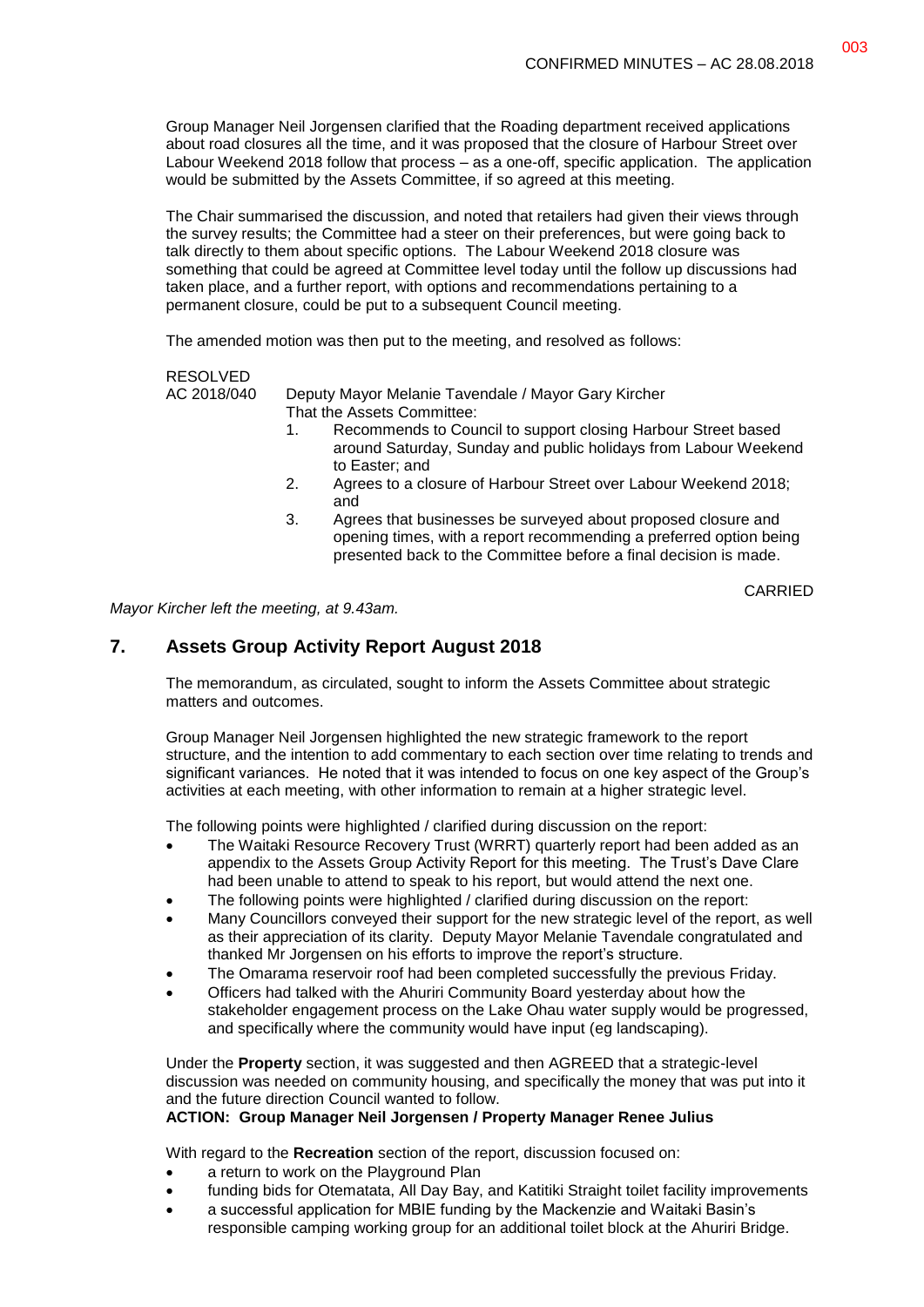Group Manager Neil Jorgensen clarified that the Roading department received applications about road closures all the time, and it was proposed that the closure of Harbour Street over Labour Weekend 2018 follow that process – as a one-off, specific application. The application would be submitted by the Assets Committee, if so agreed at this meeting.

The Chair summarised the discussion, and noted that retailers had given their views through the survey results; the Committee had a steer on their preferences, but were going back to talk directly to them about specific options. The Labour Weekend 2018 closure was something that could be agreed at Committee level today until the follow up discussions had taken place, and a further report, with options and recommendations pertaining to a permanent closure, could be put to a subsequent Council meeting.

The amended motion was then put to the meeting, and resolved as follows:

RESOLVED
AC 2018/040 Deputy Mayor Melanie Tavendale / Mayor Gary Kircher
That the Assets Committee:

1. Recommends to Council to support closing Harbour Street based around Saturday, Sunday and public holidays from Labour Weekend to Easter; and
2. Agrees to a closure of Harbour Street over Labour Weekend 2018; and
3. Agrees that businesses be surveyed about proposed closure and opening times, with a report recommending a preferred option being presented back to the Committee before a final decision is made.

CARRIED

*Mayor Kircher left the meeting, at 9.43am.*

## 7. Assets Group Activity Report August 2018

The memorandum, as circulated, sought to inform the Assets Committee about strategic matters and outcomes.

Group Manager Neil Jorgensen highlighted the new strategic framework to the report structure, and the intention to add commentary to each section over time relating to trends and significant variances. He noted that it was intended to focus on one key aspect of the Group's activities at each meeting, with other information to remain at a higher strategic level.

The following points were highlighted / clarified during discussion on the report:

- The Waitaki Resource Recovery Trust (WRRT) quarterly report had been added as an appendix to the Assets Group Activity Report for this meeting. The Trust's Dave Clare had been unable to attend to speak to his report, but would attend the next one.
- The following points were highlighted / clarified during discussion on the report:
- Many Councillors conveyed their support for the new strategic level of the report, as well as their appreciation of its clarity. Deputy Mayor Melanie Tavendale congratulated and thanked Mr Jorgensen on his efforts to improve the report's structure.
- The Omarama reservoir roof had been completed successfully the previous Friday.
- Officers had talked with the Ahuriri Community Board yesterday about how the stakeholder engagement process on the Lake Ohau water supply would be progressed, and specifically where the community would have input (eg landscaping).

Under the **Property** section, it was suggested and then AGREED that a strategic-level discussion was needed on community housing, and specifically the money that was put into it and the future direction Council wanted to follow.

**ACTION: Group Manager Neil Jorgensen / Property Manager Renee Julius**

With regard to the **Recreation** section of the report, discussion focused on:

- a return to work on the Playground Plan
- funding bids for Otematata, All Day Bay, and Katitiki Straight toilet facility improvements
- a successful application for MBIE funding by the Mackenzie and Waitaki Basin's responsible camping working group for an additional toilet block at the Ahuriri Bridge.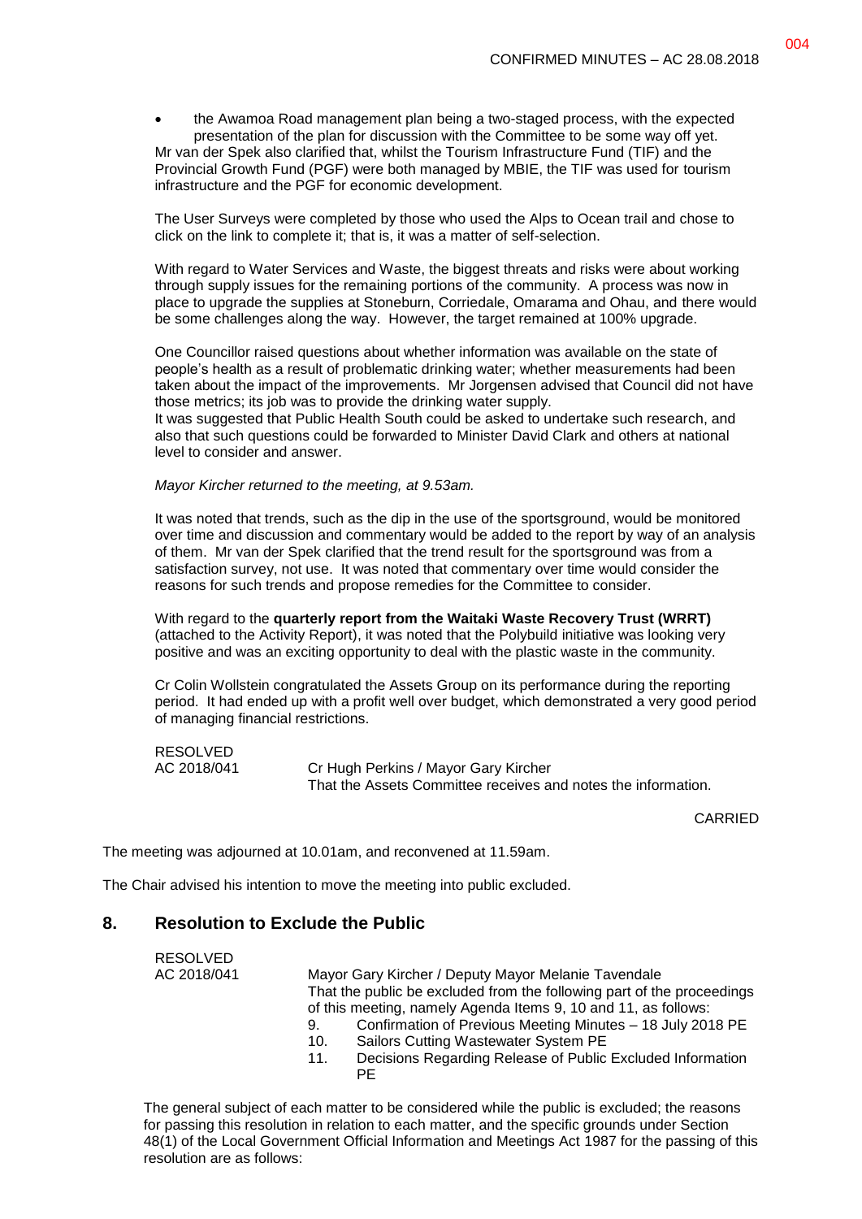- the Awamoa Road management plan being a two-staged process, with the expected presentation of the plan for discussion with the Committee to be some way off yet.

Mr van der Spek also clarified that, whilst the Tourism Infrastructure Fund (TIF) and the Provincial Growth Fund (PGF) were both managed by MBIE, the TIF was used for tourism infrastructure and the PGF for economic development.

The User Surveys were completed by those who used the Alps to Ocean trail and chose to click on the link to complete it; that is, it was a matter of self-selection.

With regard to Water Services and Waste, the biggest threats and risks were about working through supply issues for the remaining portions of the community. A process was now in place to upgrade the supplies at Stoneburn, Corriedale, Omarama and Ohau, and there would be some challenges along the way. However, the target remained at 100% upgrade.

One Councillor raised questions about whether information was available on the state of people's health as a result of problematic drinking water; whether measurements had been taken about the impact of the improvements. Mr Jorgensen advised that Council did not have those metrics; its job was to provide the drinking water supply.
It was suggested that Public Health South could be asked to undertake such research, and also that such questions could be forwarded to Minister David Clark and others at national level to consider and answer.

*Mayor Kircher returned to the meeting, at 9.53am.*

It was noted that trends, such as the dip in the use of the sportsground, would be monitored over time and discussion and commentary would be added to the report by way of an analysis of them. Mr van der Spek clarified that the trend result for the sportsground was from a satisfaction survey, not use. It was noted that commentary over time would consider the reasons for such trends and propose remedies for the Committee to consider.

With regard to the **quarterly report from the Waitaki Waste Recovery Trust (WRRT)** (attached to the Activity Report), it was noted that the Polybuild initiative was looking very positive and was an exciting opportunity to deal with the plastic waste in the community.

Cr Colin Wollstein congratulated the Assets Group on its performance during the reporting period. It had ended up with a profit well over budget, which demonstrated a very good period of managing financial restrictions.

RESOLVED
AC 2018/041 Cr Hugh Perkins / Mayor Gary Kircher
That the Assets Committee receives and notes the information.

CARRIED

The meeting was adjourned at 10.01am, and reconvened at 11.59am.

The Chair advised his intention to move the meeting into public excluded.

## 8. Resolution to Exclude the Public

RESOLVED
AC 2018/041 Mayor Gary Kircher / Deputy Mayor Melanie Tavendale
That the public be excluded from the following part of the proceedings of this meeting, namely Agenda Items 9, 10 and 11, as follows:

9. Confirmation of Previous Meeting Minutes – 18 July 2018 PE
10. Sailors Cutting Wastewater System PE
11. Decisions Regarding Release of Public Excluded Information PE

The general subject of each matter to be considered while the public is excluded; the reasons for passing this resolution in relation to each matter, and the specific grounds under Section 48(1) of the Local Government Official Information and Meetings Act 1987 for the passing of this resolution are as follows: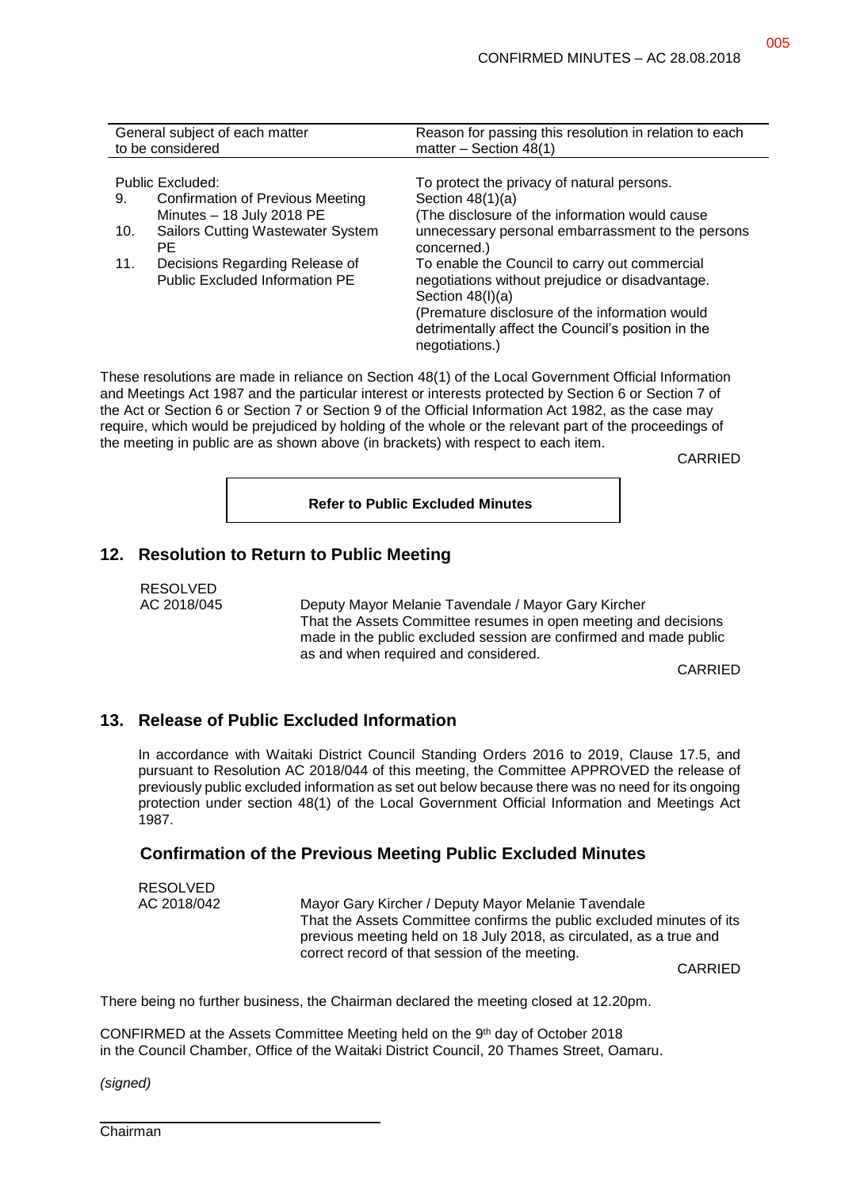| General subject of each matter to be considered | Reason for passing this resolution in relation to each matter – Section 48(1) |
|---|---|
| Public Excluded:<br>9. Confirmation of Previous Meeting Minutes – 18 July 2018 PE<br>10. Sailors Cutting Wastewater System PE | To protect the privacy of natural persons.<br>Section 48(1)(a)<br>(The disclosure of the information would cause unnecessary personal embarrassment to the persons concerned.) |
| 11. Decisions Regarding Release of Public Excluded Information PE | To enable the Council to carry out commercial negotiations without prejudice or disadvantage.<br>Section 48(l)(a)<br>(Premature disclosure of the information would detrimentally affect the Council's position in the negotiations.) |

These resolutions are made in reliance on Section 48(1) of the Local Government Official Information and Meetings Act 1987 and the particular interest or interests protected by Section 6 or Section 7 of the Act or Section 6 or Section 7 or Section 9 of the Official Information Act 1982, as the case may require, which would be prejudiced by holding of the whole or the relevant part of the proceedings of the meeting in public are as shown above (in brackets) with respect to each item.

CARRIED

**Refer to Public Excluded Minutes**

## 12. Resolution to Return to Public Meeting

RESOLVED
AC 2018/045

Deputy Mayor Melanie Tavendale / Mayor Gary Kircher
That the Assets Committee resumes in open meeting and decisions made in the public excluded session are confirmed and made public as and when required and considered.

CARRIED

## 13. Release of Public Excluded Information

In accordance with Waitaki District Council Standing Orders 2016 to 2019, Clause 17.5, and pursuant to Resolution AC 2018/044 of this meeting, the Committee APPROVED the release of previously public excluded information as set out below because there was no need for its ongoing protection under section 48(1) of the Local Government Official Information and Meetings Act 1987.

### Confirmation of the Previous Meeting Public Excluded Minutes

RESOLVED
AC 2018/042

Mayor Gary Kircher / Deputy Mayor Melanie Tavendale
That the Assets Committee confirms the public excluded minutes of its previous meeting held on 18 July 2018, as circulated, as a true and correct record of that session of the meeting.

CARRIED

There being no further business, the Chairman declared the meeting closed at 12.20pm.

CONFIRMED at the Assets Committee Meeting held on the 9th day of October 2018 in the Council Chamber, Office of the Waitaki District Council, 20 Thames Street, Oamaru.

*(signed)*

Chairman